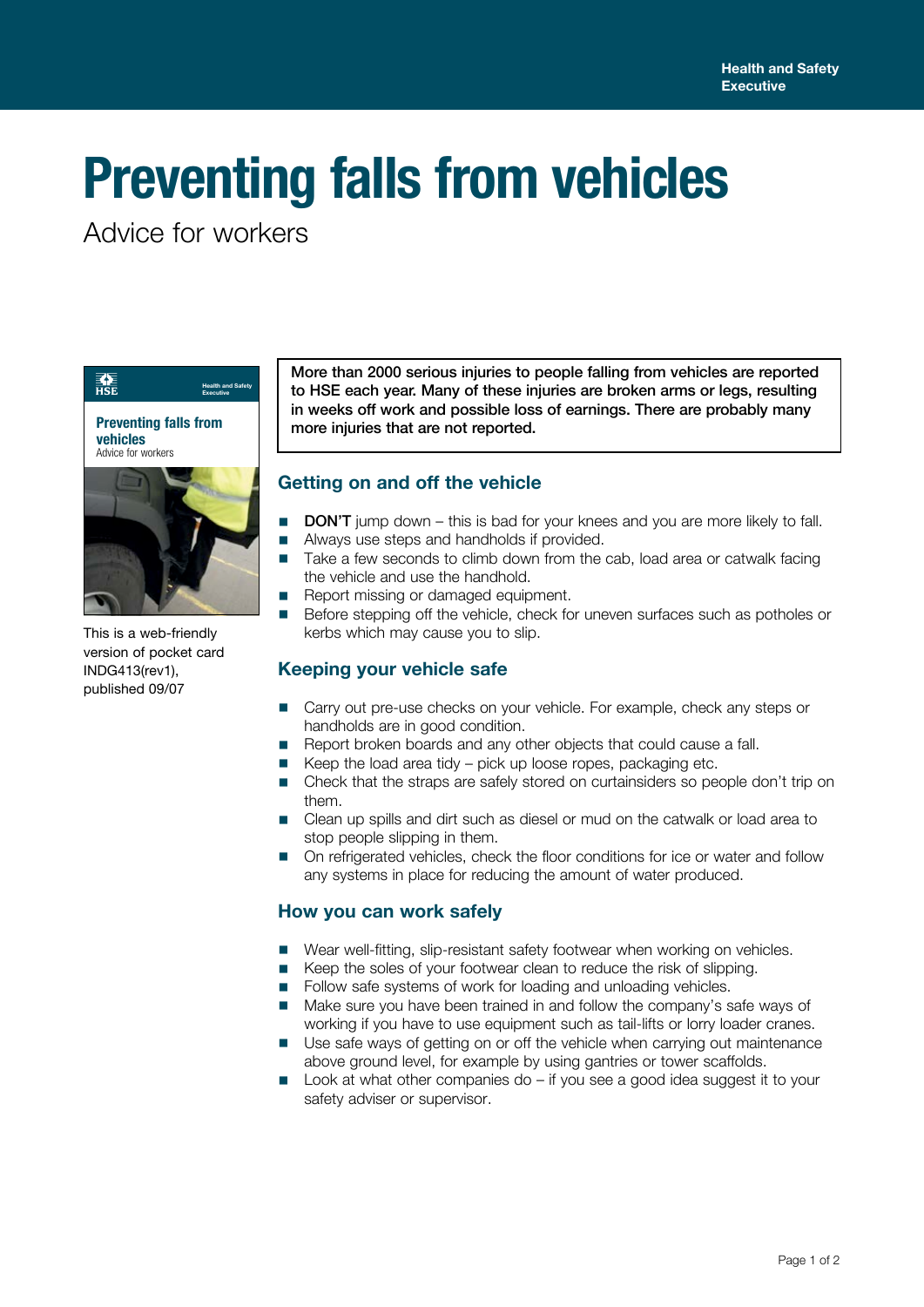Health and Safety Executive

# Preventing falls from vehicles

Advice for workers

This is a web-friendly version of pocket card INDG413(rev1), published 09/07

**More than 2000 serious injuries to people falling from vehicles are reported to HSE each year. Many of these injuries are broken arms or legs, resulting in weeks off work and possible loss of earnings. There are probably many more injuries that are not reported.**

## Getting on and off the vehicle

- **DON'T** jump down – this is bad for your knees and you are more likely to fall.
- Always use steps and handholds if provided.
- Take a few seconds to climb down from the cab, load area or catwalk facing the vehicle and use the handhold.
- Report missing or damaged equipment.
- Before stepping off the vehicle, check for uneven surfaces such as potholes or kerbs which may cause you to slip.

## Keeping your vehicle safe

- Carry out pre-use checks on your vehicle. For example, check any steps or handholds are in good condition.
- Report broken boards and any other objects that could cause a fall.
- Keep the load area tidy – pick up loose ropes, packaging etc.
- Check that the straps are safely stored on curtainsiders so people don't trip on them.
- Clean up spills and dirt such as diesel or mud on the catwalk or load area to stop people slipping in them.
- On refrigerated vehicles, check the floor conditions for ice or water and follow any systems in place for reducing the amount of water produced.

## How you can work safely

- Wear well-fitting, slip-resistant safety footwear when working on vehicles.
- Keep the soles of your footwear clean to reduce the risk of slipping.
- Follow safe systems of work for loading and unloading vehicles.
- Make sure you have been trained in and follow the company's safe ways of working if you have to use equipment such as tail-lifts or lorry loader cranes.
- Use safe ways of getting on or off the vehicle when carrying out maintenance above ground level, for example by using gantries or tower scaffolds.
- Look at what other companies do – if you see a good idea suggest it to your safety adviser or supervisor.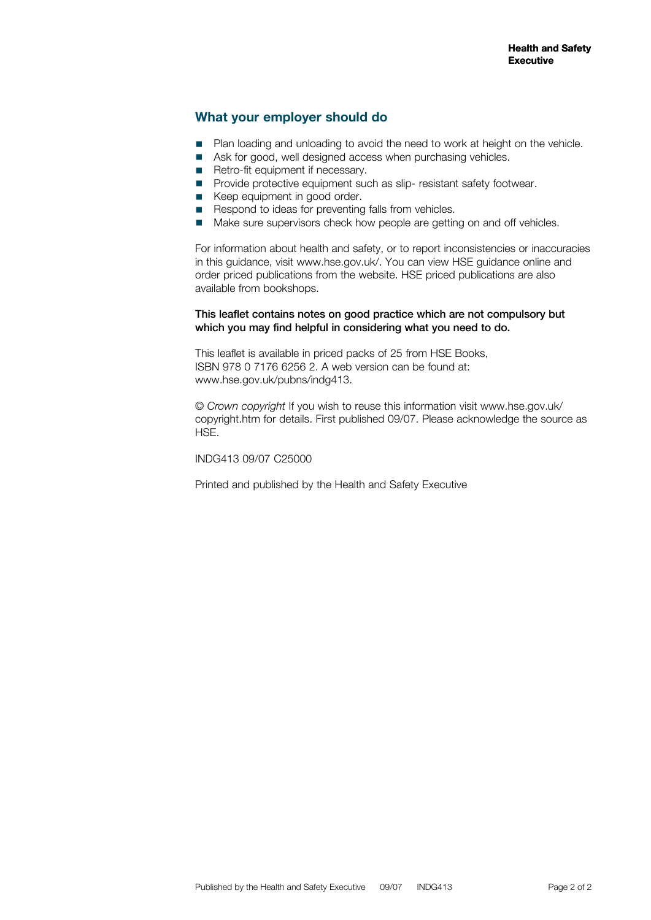## What your employer should do

- Plan loading and unloading to avoid the need to work at height on the vehicle.
- Ask for good, well designed access when purchasing vehicles.
- Retro-fit equipment if necessary.
- Provide protective equipment such as slip- resistant safety footwear.
- Keep equipment in good order.
- Respond to ideas for preventing falls from vehicles.
- Make sure supervisors check how people are getting on and off vehicles.

For information about health and safety, or to report inconsistencies or inaccuracies in this guidance, visit www.hse.gov.uk/. You can view HSE guidance online and order priced publications from the website. HSE priced publications are also available from bookshops.

**This leaflet contains notes on good practice which are not compulsory but which you may find helpful in considering what you need to do.**

This leaflet is available in priced packs of 25 from HSE Books, ISBN 978 0 7176 6256 2. A web version can be found at: www.hse.gov.uk/pubns/indg413.

© *Crown copyright* If you wish to reuse this information visit www.hse.gov.uk/copyright.htm for details. First published 09/07. Please acknowledge the source as HSE.

INDG413 09/07 C25000

Printed and published by the Health and Safety Executive